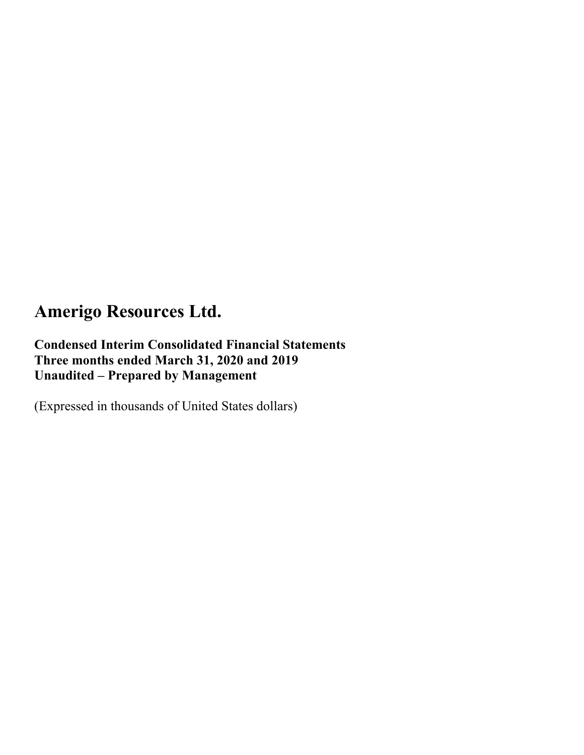# Amerigo Resources Ltd.

**Condensed Interim Consolidated Financial Statements**
**Three months ended March 31, 2020 and 2019**
**Unaudited – Prepared by Management**

(Expressed in thousands of United States dollars)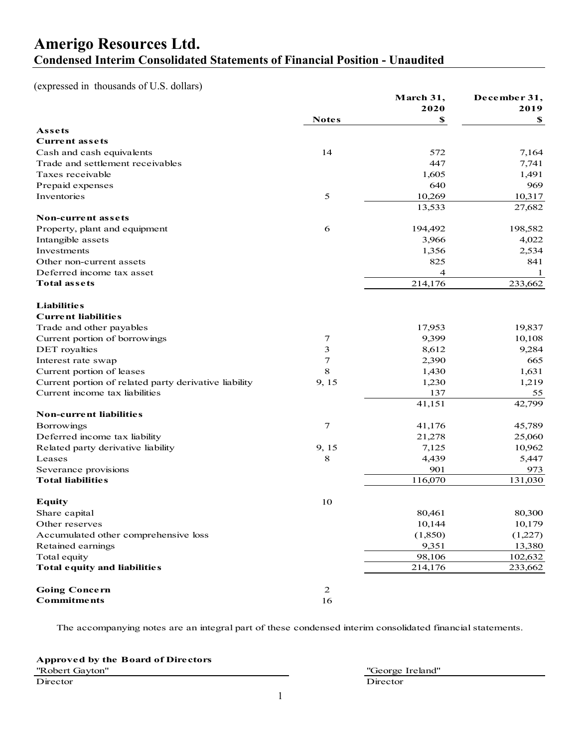# Amerigo Resources Ltd.

## Condensed Interim Consolidated Statements of Financial Position - Unaudited

(expressed in thousands of U.S. dollars)

| | Notes | March 31, 2020 $ | December 31, 2019 $ |
|---|---|---|---|
| **Assets** | | | |
| **Current assets** | | | |
| Cash and cash equivalents | 14 | 572 | 7,164 |
| Trade and settlement receivables | | 447 | 7,741 |
| Taxes receivable | | 1,605 | 1,491 |
| Prepaid expenses | | 640 | 969 |
| Inventories | 5 | 10,269 | 10,317 |
| | | 13,533 | 27,682 |
| **Non-current assets** | | | |
| Property, plant and equipment | 6 | 194,492 | 198,582 |
| Intangible assets | | 3,966 | 4,022 |
| Investments | | 1,356 | 2,534 |
| Other non-current assets | | 825 | 841 |
| Deferred income tax asset | | 4 | 1 |
| **Total assets** | | 214,176 | 233,662 |
| | | | |
| **Liabilities** | | | |
| **Current liabilities** | | | |
| Trade and other payables | | 17,953 | 19,837 |
| Current portion of borrowings | 7 | 9,399 | 10,108 |
| DET royalties | 3 | 8,612 | 9,284 |
| Interest rate swap | 7 | 2,390 | 665 |
| Current portion of leases | 8 | 1,430 | 1,631 |
| Current portion of related party derivative liability | 9, 15 | 1,230 | 1,219 |
| Current income tax liabilities | | 137 | 55 |
| | | 41,151 | 42,799 |
| **Non-current liabilities** | | | |
| Borrowings | 7 | 41,176 | 45,789 |
| Deferred income tax liability | | 21,278 | 25,060 |
| Related party derivative liability | 9, 15 | 7,125 | 10,962 |
| Leases | 8 | 4,439 | 5,447 |
| Severance provisions | | 901 | 973 |
| **Total liabilities** | | 116,070 | 131,030 |
| | | | |
| **Equity** | 10 | | |
| Share capital | | 80,461 | 80,300 |
| Other reserves | | 10,144 | 10,179 |
| Accumulated other comprehensive loss | | (1,850) | (1,227) |
| Retained earnings | | 9,351 | 13,380 |
| Total equity | | 98,106 | 102,632 |
| **Total equity and liabilities** | | 214,176 | 233,662 |
| | | | |
| **Going Concern** | 2 | | |
| **Commitments** | 16 | | |

The accompanying notes are an integral part of these condensed interim consolidated financial statements.

**Approved by the Board of Directors**

"Robert Gayton"
Director

"George Ireland"
Director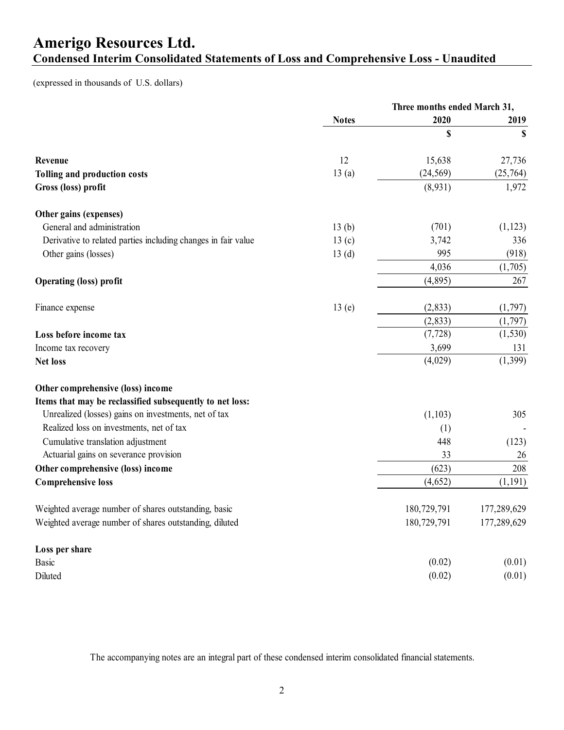# Amerigo Resources Ltd.

## Condensed Interim Consolidated Statements of Loss and Comprehensive Loss - Unaudited

(expressed in thousands of U.S. dollars)

| | Notes | Three months ended March 31, 2020 | 2019 |
|---|---|---|---|
| | | $ | $ |
| **Revenue** | 12 | 15,638 | 27,736 |
| **Tolling and production costs** | 13 (a) | (24,569) | (25,764) |
| **Gross (loss) profit** | | (8,931) | 1,972 |
| **Other gains (expenses)** | | | |
| General and administration | 13 (b) | (701) | (1,123) |
| Derivative to related parties including changes in fair value | 13 (c) | 3,742 | 336 |
| Other gains (losses) | 13 (d) | 995 | (918) |
| | | 4,036 | (1,705) |
| **Operating (loss) profit** | | (4,895) | 267 |
| Finance expense | 13 (e) | (2,833) | (1,797) |
| | | (2,833) | (1,797) |
| **Loss before income tax** | | (7,728) | (1,530) |
| Income tax recovery | | 3,699 | 131 |
| **Net loss** | | (4,029) | (1,399) |
| **Other comprehensive (loss) income** | | | |
| **Items that may be reclassified subsequently to net loss:** | | | |
| Unrealized (losses) gains on investments, net of tax | | (1,103) | 305 |
| Realized loss on investments, net of tax | | (1) | - |
| Cumulative translation adjustment | | 448 | (123) |
| Actuarial gains on severance provision | | 33 | 26 |
| **Other comprehensive (loss) income** | | (623) | 208 |
| **Comprehensive loss** | | (4,652) | (1,191) |
| Weighted average number of shares outstanding, basic | | 180,729,791 | 177,289,629 |
| Weighted average number of shares outstanding, diluted | | 180,729,791 | 177,289,629 |
| **Loss per share** | | | |
| Basic | | (0.02) | (0.01) |
| Diluted | | (0.02) | (0.01) |

The accompanying notes are an integral part of these condensed interim consolidated financial statements.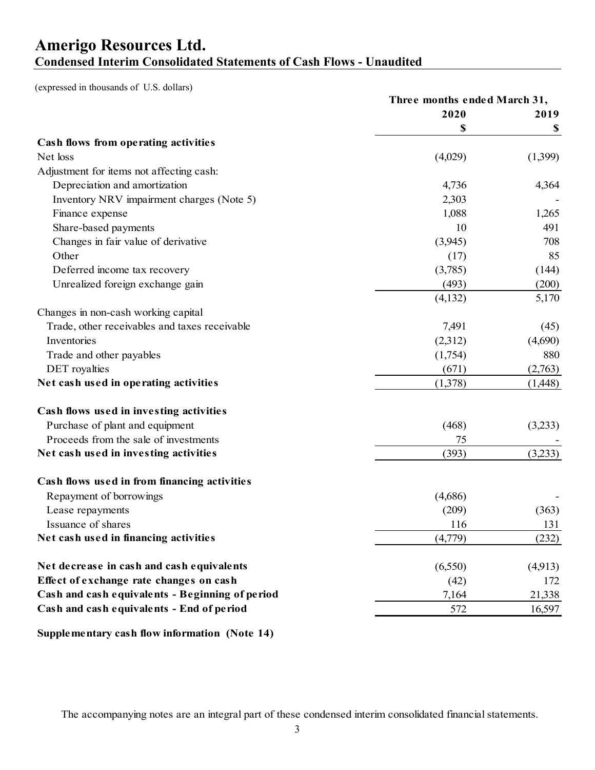# Amerigo Resources Ltd.
## Condensed Interim Consolidated Statements of Cash Flows - Unaudited

(expressed in thousands of U.S. dollars)

| | Three months ended March 31, | |
|---|---|---|
| | 2020 | 2019 |
| | $ | $ |
| **Cash flows from operating activities** | | |
| Net loss | (4,029) | (1,399) |
| Adjustment for items not affecting cash: | | |
| Depreciation and amortization | 4,736 | 4,364 |
| Inventory NRV impairment charges (Note 5) | 2,303 | - |
| Finance expense | 1,088 | 1,265 |
| Share-based payments | 10 | 491 |
| Changes in fair value of derivative | (3,945) | 708 |
| Other | (17) | 85 |
| Deferred income tax recovery | (3,785) | (144) |
| Unrealized foreign exchange gain | (493) | (200) |
| | (4,132) | 5,170 |
| Changes in non-cash working capital | | |
| Trade, other receivables and taxes receivable | 7,491 | (45) |
| Inventories | (2,312) | (4,690) |
| Trade and other payables | (1,754) | 880 |
| DET royalties | (671) | (2,763) |
| **Net cash used in operating activities** | (1,378) | (1,448) |
| | | |
| **Cash flows used in investing activities** | | |
| Purchase of plant and equipment | (468) | (3,233) |
| Proceeds from the sale of investments | 75 | - |
| **Net cash used in investing activities** | (393) | (3,233) |
| | | |
| **Cash flows used in from financing activities** | | |
| Repayment of borrowings | (4,686) | - |
| Lease repayments | (209) | (363) |
| Issuance of shares | 116 | 131 |
| **Net cash used in financing activities** | (4,779) | (232) |
| | | |
| **Net decrease in cash and cash equivalents** | (6,550) | (4,913) |
| **Effect of exchange rate changes on cash** | (42) | 172 |
| **Cash and cash equivalents - Beginning of period** | 7,164 | 21,338 |
| **Cash and cash equivalents - End of period** | 572 | 16,597 |

**Supplementary cash flow information (Note 14)**

The accompanying notes are an integral part of these condensed interim consolidated financial statements.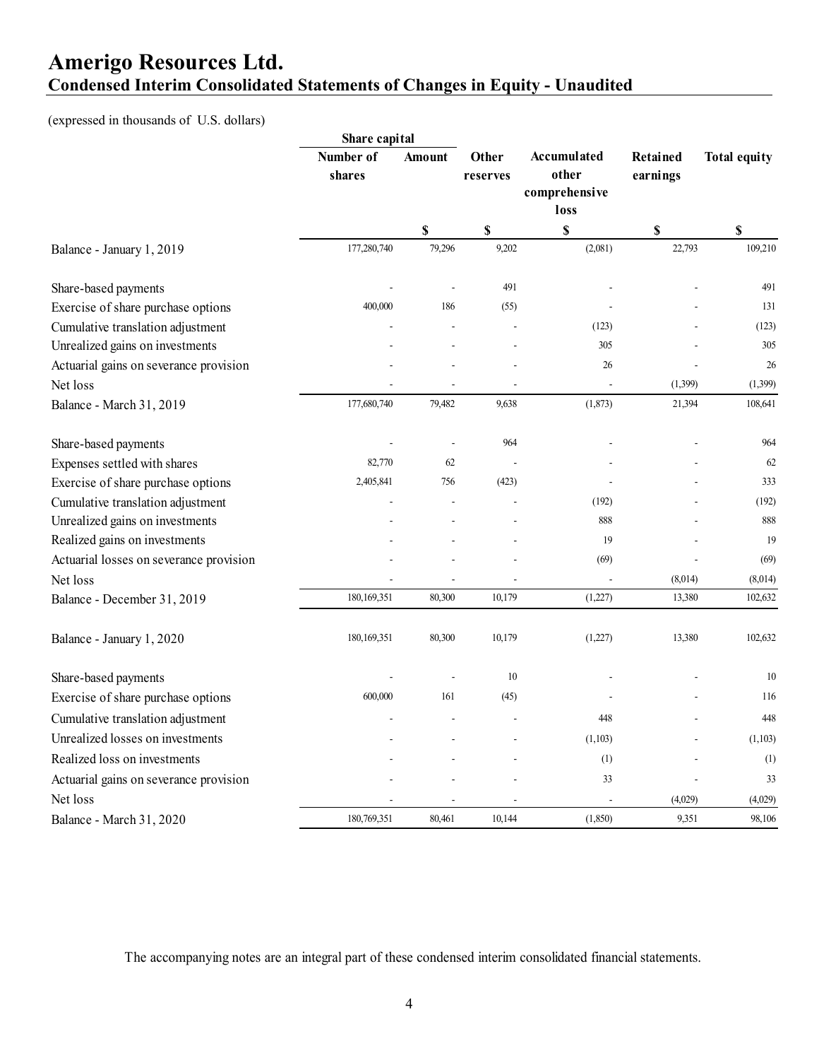# Amerigo Resources Ltd.

## Condensed Interim Consolidated Statements of Changes in Equity - Unaudited

(expressed in thousands of U.S. dollars)

| | Share capital | | | | | |
|---|---|---|---|---|---|---|
| | Number of shares | Amount | Other reserves | Accumulated other comprehensive loss | Retained earnings | Total equity |
| | | $ | $ | $ | $ | $ |
| Balance - January 1, 2019 | 177,280,740 | 79,296 | 9,202 | (2,081) | 22,793 | 109,210 |
| Share-based payments | - | - | 491 | - | - | 491 |
| Exercise of share purchase options | 400,000 | 186 | (55) | - | - | 131 |
| Cumulative translation adjustment | - | - | - | (123) | - | (123) |
| Unrealized gains on investments | - | - | - | 305 | - | 305 |
| Actuarial gains on severance provision | - | - | - | 26 | - | 26 |
| Net loss | - | - | - | - | (1,399) | (1,399) |
| Balance - March 31, 2019 | 177,680,740 | 79,482 | 9,638 | (1,873) | 21,394 | 108,641 |
| Share-based payments | - | - | 964 | - | - | 964 |
| Expenses settled with shares | 82,770 | 62 | - | - | - | 62 |
| Exercise of share purchase options | 2,405,841 | 756 | (423) | - | - | 333 |
| Cumulative translation adjustment | - | - | - | (192) | - | (192) |
| Unrealized gains on investments | - | - | - | 888 | - | 888 |
| Realized gains on investments | - | - | - | 19 | - | 19 |
| Actuarial losses on severance provision | - | - | - | (69) | - | (69) |
| Net loss | - | - | - | - | (8,014) | (8,014) |
| Balance - December 31, 2019 | 180,169,351 | 80,300 | 10,179 | (1,227) | 13,380 | 102,632 |
| Balance - January 1, 2020 | 180,169,351 | 80,300 | 10,179 | (1,227) | 13,380 | 102,632 |
| Share-based payments | - | - | 10 | - | - | 10 |
| Exercise of share purchase options | 600,000 | 161 | (45) | - | - | 116 |
| Cumulative translation adjustment | - | - | - | 448 | - | 448 |
| Unrealized losses on investments | - | - | - | (1,103) | - | (1,103) |
| Realized loss on investments | - | - | - | (1) | - | (1) |
| Actuarial gains on severance provision | - | - | - | 33 | - | 33 |
| Net loss | - | - | - | - | (4,029) | (4,029) |
| Balance - March 31, 2020 | 180,769,351 | 80,461 | 10,144 | (1,850) | 9,351 | 98,106 |

The accompanying notes are an integral part of these condensed interim consolidated financial statements.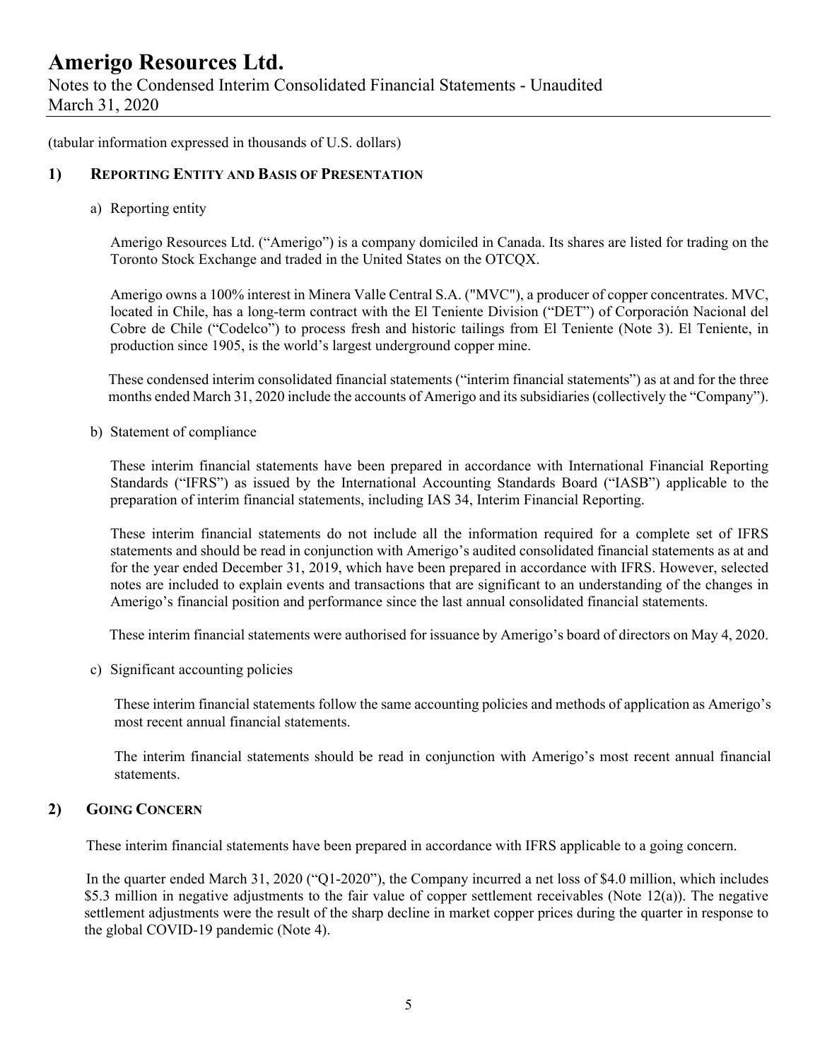(tabular information expressed in thousands of U.S. dollars)

## 1) REPORTING ENTITY AND BASIS OF PRESENTATION

a) Reporting entity

Amerigo Resources Ltd. ("Amerigo") is a company domiciled in Canada. Its shares are listed for trading on the Toronto Stock Exchange and traded in the United States on the OTCQX.

Amerigo owns a 100% interest in Minera Valle Central S.A. ("MVC"), a producer of copper concentrates. MVC, located in Chile, has a long-term contract with the El Teniente Division ("DET") of Corporación Nacional del Cobre de Chile ("Codelco") to process fresh and historic tailings from El Teniente (Note 3). El Teniente, in production since 1905, is the world's largest underground copper mine.

These condensed interim consolidated financial statements ("interim financial statements") as at and for the three months ended March 31, 2020 include the accounts of Amerigo and its subsidiaries (collectively the "Company").

b) Statement of compliance

These interim financial statements have been prepared in accordance with International Financial Reporting Standards ("IFRS") as issued by the International Accounting Standards Board ("IASB") applicable to the preparation of interim financial statements, including IAS 34, Interim Financial Reporting.

These interim financial statements do not include all the information required for a complete set of IFRS statements and should be read in conjunction with Amerigo's audited consolidated financial statements as at and for the year ended December 31, 2019, which have been prepared in accordance with IFRS. However, selected notes are included to explain events and transactions that are significant to an understanding of the changes in Amerigo's financial position and performance since the last annual consolidated financial statements.

These interim financial statements were authorised for issuance by Amerigo's board of directors on May 4, 2020.

c) Significant accounting policies

These interim financial statements follow the same accounting policies and methods of application as Amerigo's most recent annual financial statements.

The interim financial statements should be read in conjunction with Amerigo's most recent annual financial statements.

## 2) GOING CONCERN

These interim financial statements have been prepared in accordance with IFRS applicable to a going concern.

In the quarter ended March 31, 2020 ("Q1-2020"), the Company incurred a net loss of $4.0 million, which includes $5.3 million in negative adjustments to the fair value of copper settlement receivables (Note 12(a)). The negative settlement adjustments were the result of the sharp decline in market copper prices during the quarter in response to the global COVID-19 pandemic (Note 4).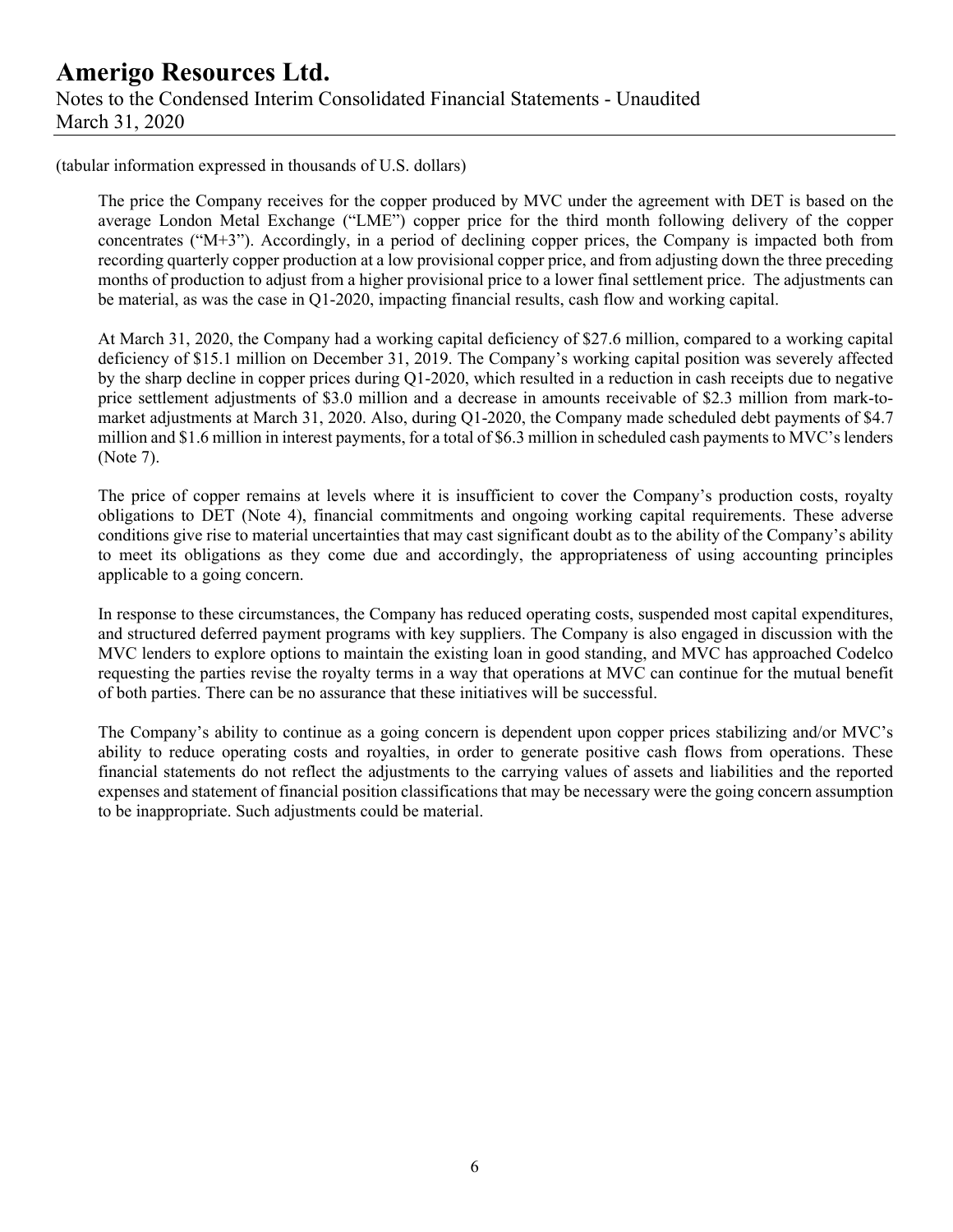(tabular information expressed in thousands of U.S. dollars)

The price the Company receives for the copper produced by MVC under the agreement with DET is based on the average London Metal Exchange ("LME") copper price for the third month following delivery of the copper concentrates ("M+3"). Accordingly, in a period of declining copper prices, the Company is impacted both from recording quarterly copper production at a low provisional copper price, and from adjusting down the three preceding months of production to adjust from a higher provisional price to a lower final settlement price. The adjustments can be material, as was the case in Q1-2020, impacting financial results, cash flow and working capital.

At March 31, 2020, the Company had a working capital deficiency of $27.6 million, compared to a working capital deficiency of $15.1 million on December 31, 2019. The Company's working capital position was severely affected by the sharp decline in copper prices during Q1-2020, which resulted in a reduction in cash receipts due to negative price settlement adjustments of $3.0 million and a decrease in amounts receivable of $2.3 million from mark-to-market adjustments at March 31, 2020. Also, during Q1-2020, the Company made scheduled debt payments of $4.7 million and $1.6 million in interest payments, for a total of $6.3 million in scheduled cash payments to MVC's lenders (Note 7).

The price of copper remains at levels where it is insufficient to cover the Company's production costs, royalty obligations to DET (Note 4), financial commitments and ongoing working capital requirements. These adverse conditions give rise to material uncertainties that may cast significant doubt as to the ability of the Company's ability to meet its obligations as they come due and accordingly, the appropriateness of using accounting principles applicable to a going concern.

In response to these circumstances, the Company has reduced operating costs, suspended most capital expenditures, and structured deferred payment programs with key suppliers. The Company is also engaged in discussion with the MVC lenders to explore options to maintain the existing loan in good standing, and MVC has approached Codelco requesting the parties revise the royalty terms in a way that operations at MVC can continue for the mutual benefit of both parties. There can be no assurance that these initiatives will be successful.

The Company's ability to continue as a going concern is dependent upon copper prices stabilizing and/or MVC's ability to reduce operating costs and royalties, in order to generate positive cash flows from operations. These financial statements do not reflect the adjustments to the carrying values of assets and liabilities and the reported expenses and statement of financial position classifications that may be necessary were the going concern assumption to be inappropriate. Such adjustments could be material.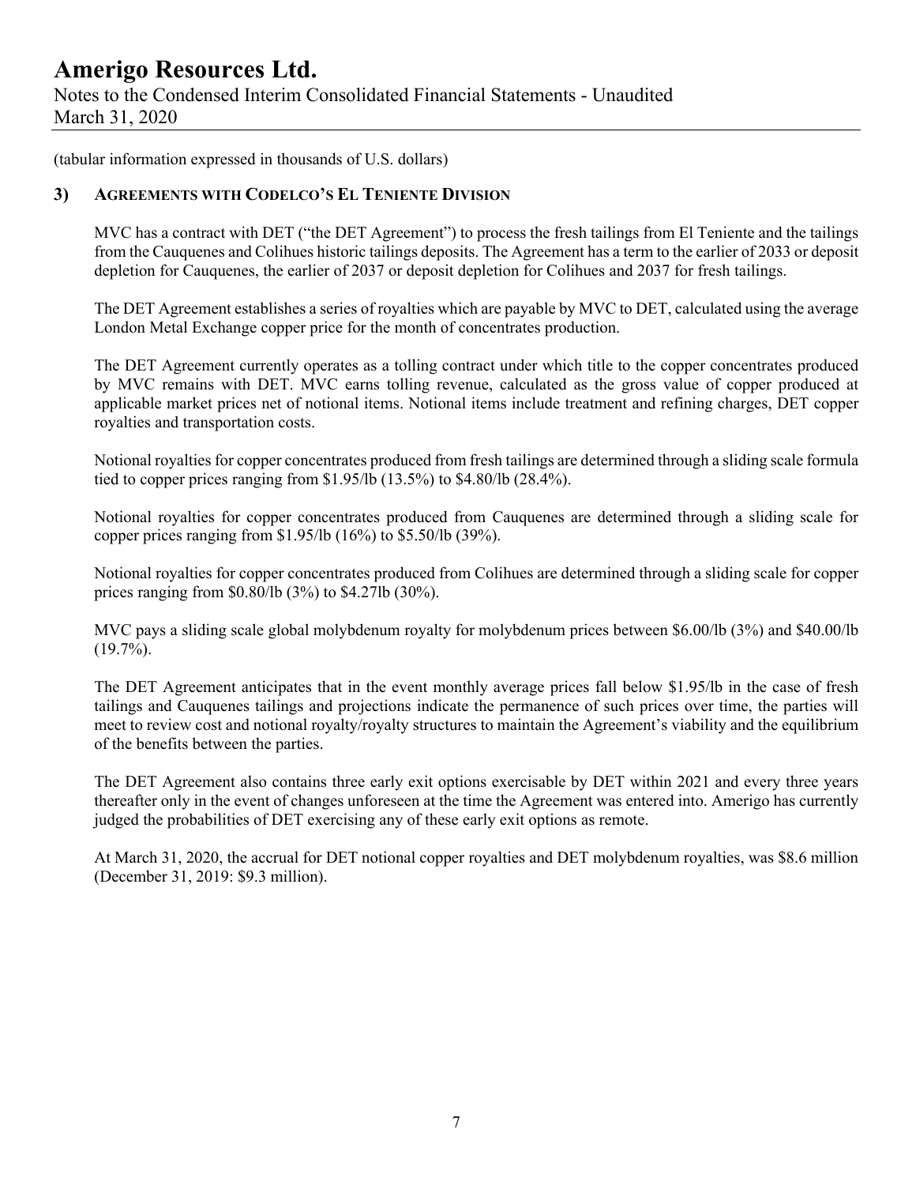(tabular information expressed in thousands of U.S. dollars)

## 3) AGREEMENTS WITH CODELCO'S EL TENIENTE DIVISION

MVC has a contract with DET ("the DET Agreement") to process the fresh tailings from El Teniente and the tailings from the Cauquenes and Colihues historic tailings deposits. The Agreement has a term to the earlier of 2033 or deposit depletion for Cauquenes, the earlier of 2037 or deposit depletion for Colihues and 2037 for fresh tailings.

The DET Agreement establishes a series of royalties which are payable by MVC to DET, calculated using the average London Metal Exchange copper price for the month of concentrates production.

The DET Agreement currently operates as a tolling contract under which title to the copper concentrates produced by MVC remains with DET. MVC earns tolling revenue, calculated as the gross value of copper produced at applicable market prices net of notional items. Notional items include treatment and refining charges, DET copper royalties and transportation costs.

Notional royalties for copper concentrates produced from fresh tailings are determined through a sliding scale formula tied to copper prices ranging from $1.95/lb (13.5%) to $4.80/lb (28.4%).

Notional royalties for copper concentrates produced from Cauquenes are determined through a sliding scale for copper prices ranging from $1.95/lb (16%) to $5.50/lb (39%).

Notional royalties for copper concentrates produced from Colihues are determined through a sliding scale for copper prices ranging from $0.80/lb (3%) to $4.27lb (30%).

MVC pays a sliding scale global molybdenum royalty for molybdenum prices between $6.00/lb (3%) and $40.00/lb (19.7%).

The DET Agreement anticipates that in the event monthly average prices fall below $1.95/lb in the case of fresh tailings and Cauquenes tailings and projections indicate the permanence of such prices over time, the parties will meet to review cost and notional royalty/royalty structures to maintain the Agreement's viability and the equilibrium of the benefits between the parties.

The DET Agreement also contains three early exit options exercisable by DET within 2021 and every three years thereafter only in the event of changes unforeseen at the time the Agreement was entered into. Amerigo has currently judged the probabilities of DET exercising any of these early exit options as remote.

At March 31, 2020, the accrual for DET notional copper royalties and DET molybdenum royalties, was $8.6 million (December 31, 2019: $9.3 million).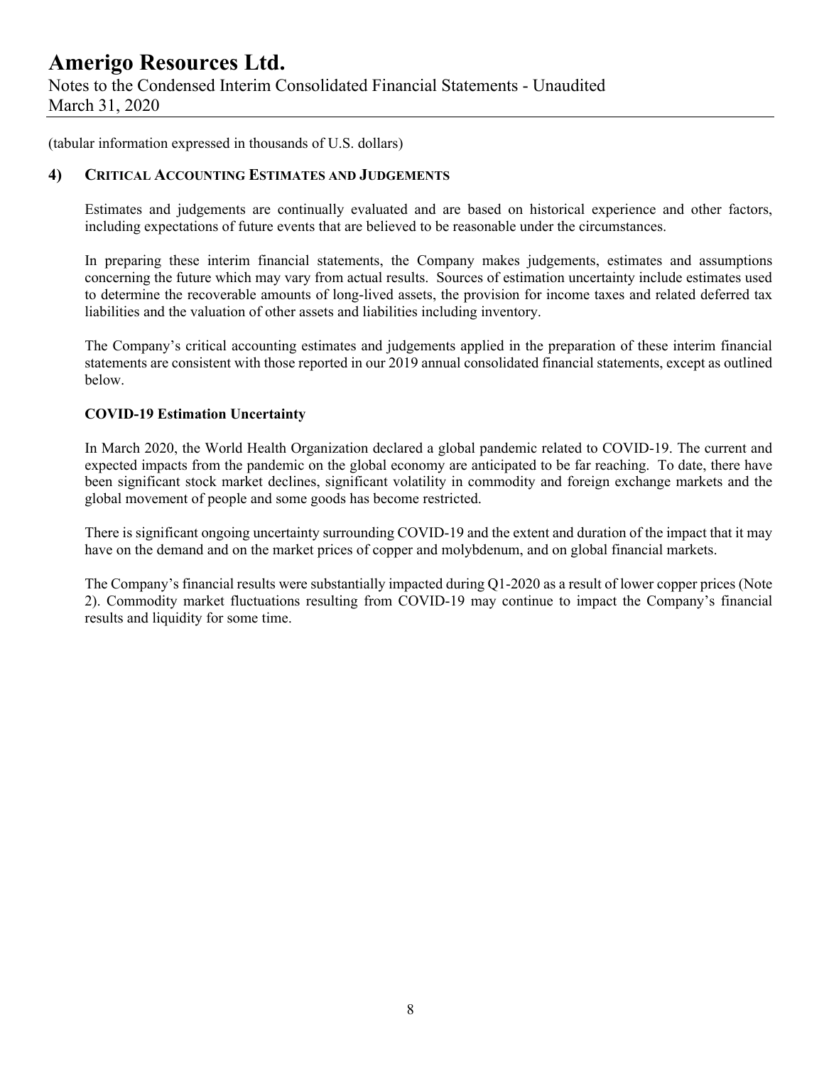(tabular information expressed in thousands of U.S. dollars)

## 4) CRITICAL ACCOUNTING ESTIMATES AND JUDGEMENTS

Estimates and judgements are continually evaluated and are based on historical experience and other factors, including expectations of future events that are believed to be reasonable under the circumstances.

In preparing these interim financial statements, the Company makes judgements, estimates and assumptions concerning the future which may vary from actual results. Sources of estimation uncertainty include estimates used to determine the recoverable amounts of long-lived assets, the provision for income taxes and related deferred tax liabilities and the valuation of other assets and liabilities including inventory.

The Company's critical accounting estimates and judgements applied in the preparation of these interim financial statements are consistent with those reported in our 2019 annual consolidated financial statements, except as outlined below.

### COVID-19 Estimation Uncertainty

In March 2020, the World Health Organization declared a global pandemic related to COVID-19. The current and expected impacts from the pandemic on the global economy are anticipated to be far reaching. To date, there have been significant stock market declines, significant volatility in commodity and foreign exchange markets and the global movement of people and some goods has become restricted.

There is significant ongoing uncertainty surrounding COVID-19 and the extent and duration of the impact that it may have on the demand and on the market prices of copper and molybdenum, and on global financial markets.

The Company's financial results were substantially impacted during Q1-2020 as a result of lower copper prices (Note 2). Commodity market fluctuations resulting from COVID-19 may continue to impact the Company's financial results and liquidity for some time.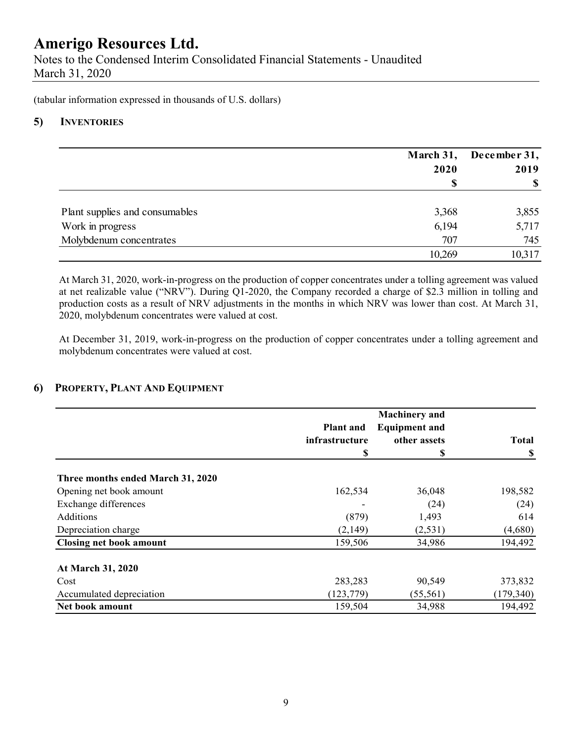# Amerigo Resources Ltd.

Notes to the Condensed Interim Consolidated Financial Statements - Unaudited
March 31, 2020

(tabular information expressed in thousands of U.S. dollars)

## 5) INVENTORIES

| | March 31, 2020 $ | December 31, 2019 $ |
|---|---|---|
| Plant supplies and consumables | 3,368 | 3,855 |
| Work in progress | 6,194 | 5,717 |
| Molybdenum concentrates | 707 | 745 |
| | 10,269 | 10,317 |

At March 31, 2020, work-in-progress on the production of copper concentrates under a tolling agreement was valued at net realizable value ("NRV"). During Q1-2020, the Company recorded a charge of $2.3 million in tolling and production costs as a result of NRV adjustments in the months in which NRV was lower than cost. At March 31, 2020, molybdenum concentrates were valued at cost.

At December 31, 2019, work-in-progress on the production of copper concentrates under a tolling agreement and molybdenum concentrates were valued at cost.

## 6) PROPERTY, PLANT AND EQUIPMENT

| | Plant and infrastructure $ | Machinery and Equipment and other assets $ | Total $ |
|---|---|---|---|
| **Three months ended March 31, 2020** | | | |
| Opening net book amount | 162,534 | 36,048 | 198,582 |
| Exchange differences | - | (24) | (24) |
| Additions | (879) | 1,493 | 614 |
| Depreciation charge | (2,149) | (2,531) | (4,680) |
| **Closing net book amount** | 159,506 | 34,986 | 194,492 |
| | | | |
| **At March 31, 2020** | | | |
| Cost | 283,283 | 90,549 | 373,832 |
| Accumulated depreciation | (123,779) | (55,561) | (179,340) |
| **Net book amount** | 159,504 | 34,988 | 194,492 |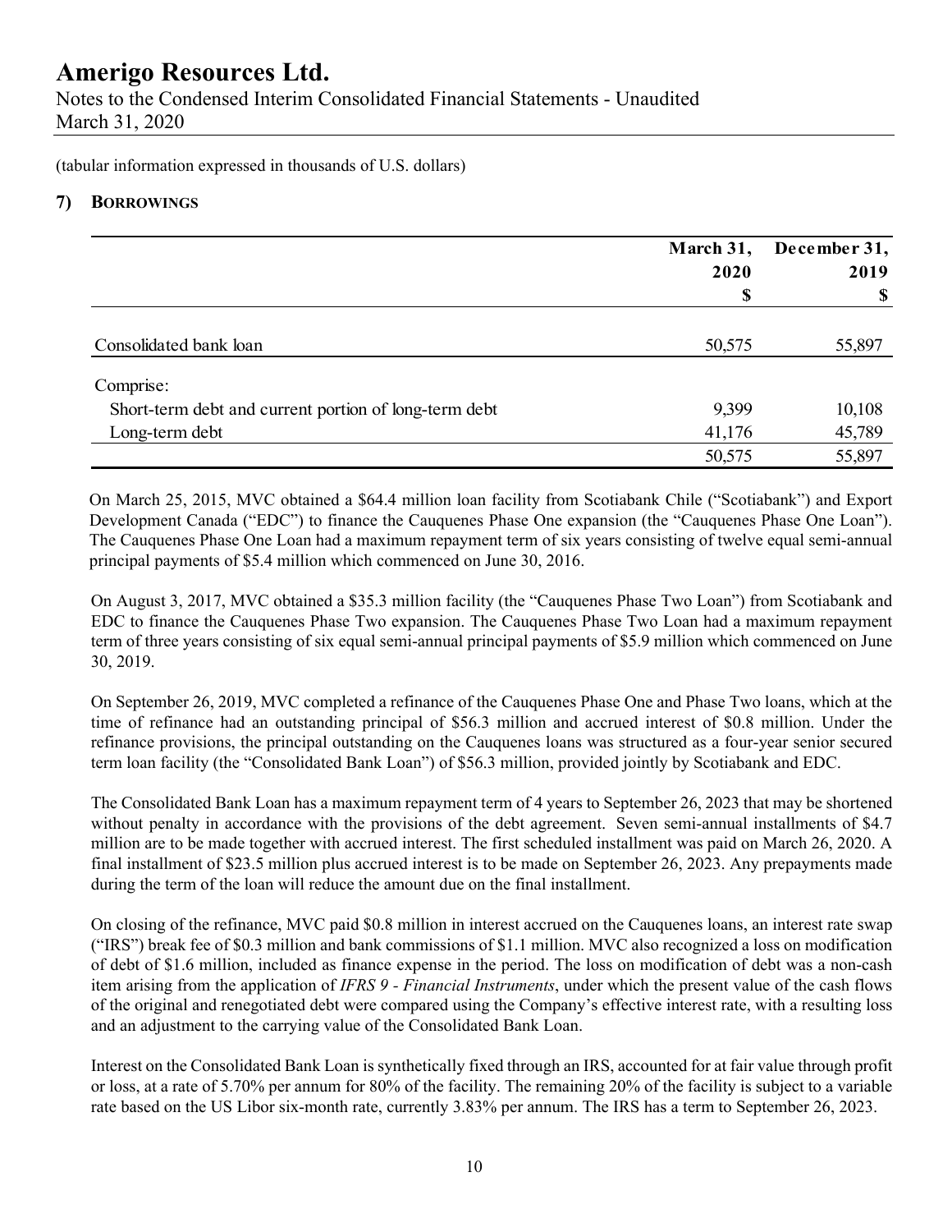(tabular information expressed in thousands of U.S. dollars)

## 7) BORROWINGS

| | March 31, 2020 $ | December 31, 2019 $ |
|---|---|---|
| Consolidated bank loan | 50,575 | 55,897 |
| Comprise: | | |
| Short-term debt and current portion of long-term debt | 9,399 | 10,108 |
| Long-term debt | 41,176 | 45,789 |
| | 50,575 | 55,897 |

On March 25, 2015, MVC obtained a $64.4 million loan facility from Scotiabank Chile ("Scotiabank") and Export Development Canada ("EDC") to finance the Cauquenes Phase One expansion (the "Cauquenes Phase One Loan"). The Cauquenes Phase One Loan had a maximum repayment term of six years consisting of twelve equal semi-annual principal payments of $5.4 million which commenced on June 30, 2016.

On August 3, 2017, MVC obtained a $35.3 million facility (the "Cauquenes Phase Two Loan") from Scotiabank and EDC to finance the Cauquenes Phase Two expansion. The Cauquenes Phase Two Loan had a maximum repayment term of three years consisting of six equal semi-annual principal payments of $5.9 million which commenced on June 30, 2019.

On September 26, 2019, MVC completed a refinance of the Cauquenes Phase One and Phase Two loans, which at the time of refinance had an outstanding principal of $56.3 million and accrued interest of $0.8 million. Under the refinance provisions, the principal outstanding on the Cauquenes loans was structured as a four-year senior secured term loan facility (the "Consolidated Bank Loan") of $56.3 million, provided jointly by Scotiabank and EDC.

The Consolidated Bank Loan has a maximum repayment term of 4 years to September 26, 2023 that may be shortened without penalty in accordance with the provisions of the debt agreement. Seven semi-annual installments of $4.7 million are to be made together with accrued interest. The first scheduled installment was paid on March 26, 2020. A final installment of $23.5 million plus accrued interest is to be made on September 26, 2023. Any prepayments made during the term of the loan will reduce the amount due on the final installment.

On closing of the refinance, MVC paid $0.8 million in interest accrued on the Cauquenes loans, an interest rate swap ("IRS") break fee of $0.3 million and bank commissions of $1.1 million. MVC also recognized a loss on modification of debt of $1.6 million, included as finance expense in the period. The loss on modification of debt was a non-cash item arising from the application of *IFRS 9 - Financial Instruments*, under which the present value of the cash flows of the original and renegotiated debt were compared using the Company's effective interest rate, with a resulting loss and an adjustment to the carrying value of the Consolidated Bank Loan.

Interest on the Consolidated Bank Loan is synthetically fixed through an IRS, accounted for at fair value through profit or loss, at a rate of 5.70% per annum for 80% of the facility. The remaining 20% of the facility is subject to a variable rate based on the US Libor six-month rate, currently 3.83% per annum. The IRS has a term to September 26, 2023.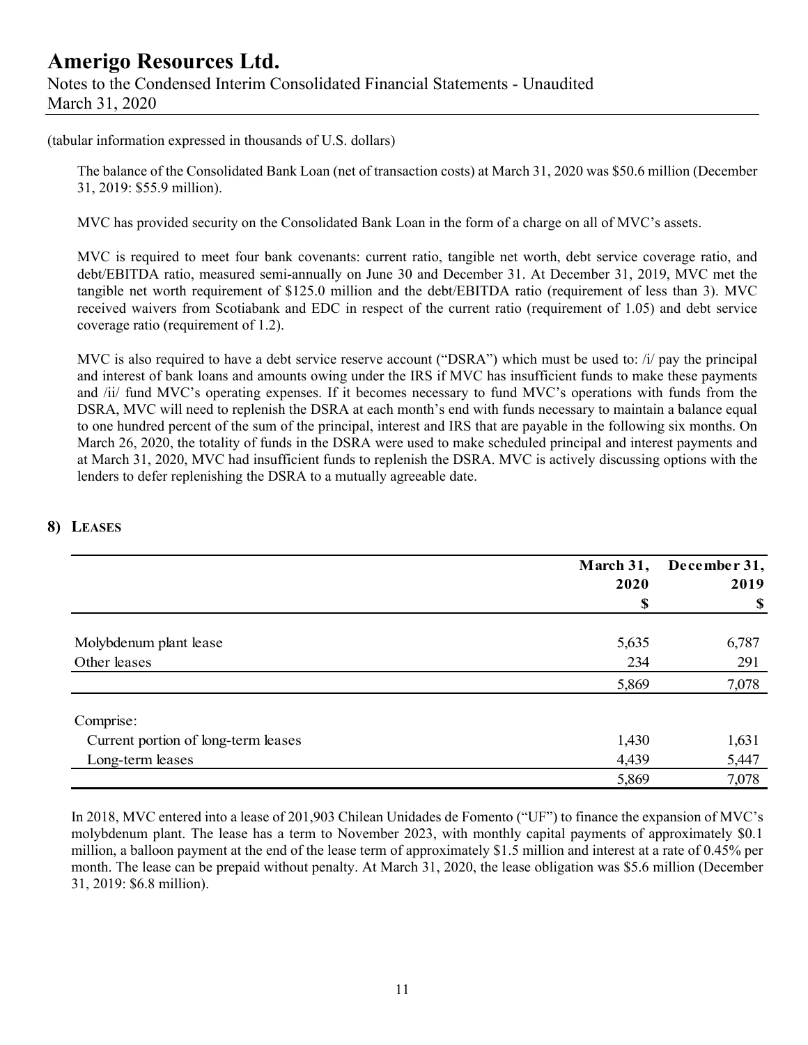(tabular information expressed in thousands of U.S. dollars)

The balance of the Consolidated Bank Loan (net of transaction costs) at March 31, 2020 was $50.6 million (December 31, 2019: $55.9 million).

MVC has provided security on the Consolidated Bank Loan in the form of a charge on all of MVC's assets.

MVC is required to meet four bank covenants: current ratio, tangible net worth, debt service coverage ratio, and debt/EBITDA ratio, measured semi-annually on June 30 and December 31. At December 31, 2019, MVC met the tangible net worth requirement of $125.0 million and the debt/EBITDA ratio (requirement of less than 3). MVC received waivers from Scotiabank and EDC in respect of the current ratio (requirement of 1.05) and debt service coverage ratio (requirement of 1.2).

MVC is also required to have a debt service reserve account ("DSRA") which must be used to: /i/ pay the principal and interest of bank loans and amounts owing under the IRS if MVC has insufficient funds to make these payments and /ii/ fund MVC's operating expenses. If it becomes necessary to fund MVC's operations with funds from the DSRA, MVC will need to replenish the DSRA at each month's end with funds necessary to maintain a balance equal to one hundred percent of the sum of the principal, interest and IRS that are payable in the following six months. On March 26, 2020, the totality of funds in the DSRA were used to make scheduled principal and interest payments and at March 31, 2020, MVC had insufficient funds to replenish the DSRA. MVC is actively discussing options with the lenders to defer replenishing the DSRA to a mutually agreeable date.

## 8) Leases

| | March 31, 2020 $ | December 31, 2019 $ |
|---|---|---|
| Molybdenum plant lease | 5,635 | 6,787 |
| Other leases | 234 | 291 |
| | 5,869 | 7,078 |
| Comprise: | | |
| Current portion of long-term leases | 1,430 | 1,631 |
| Long-term leases | 4,439 | 5,447 |
| | 5,869 | 7,078 |

In 2018, MVC entered into a lease of 201,903 Chilean Unidades de Fomento ("UF") to finance the expansion of MVC's molybdenum plant. The lease has a term to November 2023, with monthly capital payments of approximately $0.1 million, a balloon payment at the end of the lease term of approximately $1.5 million and interest at a rate of 0.45% per month. The lease can be prepaid without penalty. At March 31, 2020, the lease obligation was $5.6 million (December 31, 2019: $6.8 million).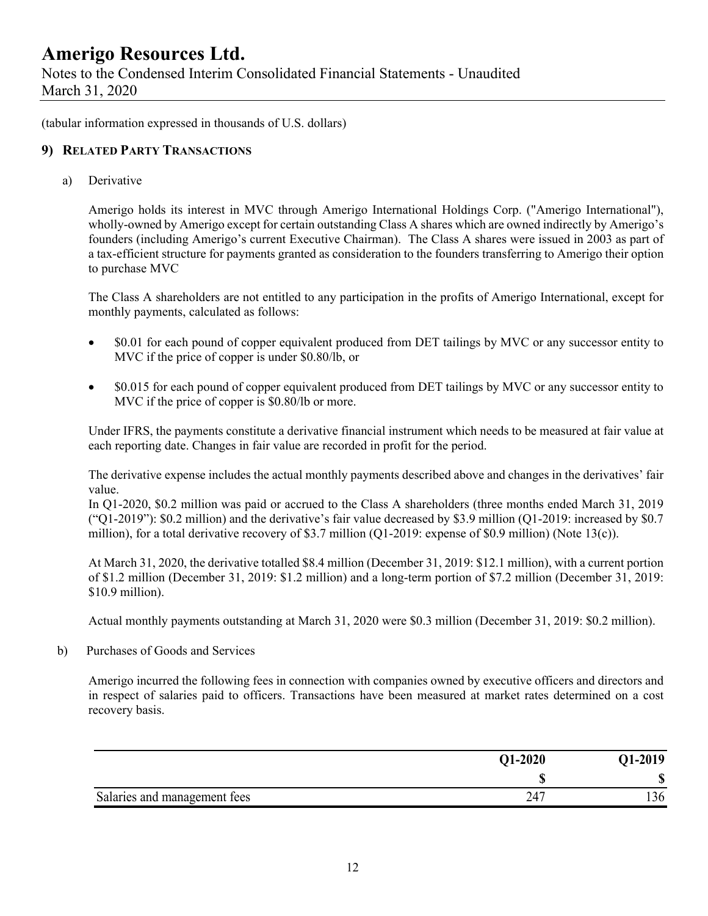(tabular information expressed in thousands of U.S. dollars)

## 9) RELATED PARTY TRANSACTIONS

a) Derivative

Amerigo holds its interest in MVC through Amerigo International Holdings Corp. ("Amerigo International"), wholly-owned by Amerigo except for certain outstanding Class A shares which are owned indirectly by Amerigo's founders (including Amerigo's current Executive Chairman). The Class A shares were issued in 2003 as part of a tax-efficient structure for payments granted as consideration to the founders transferring to Amerigo their option to purchase MVC

The Class A shareholders are not entitled to any participation in the profits of Amerigo International, except for monthly payments, calculated as follows:

- \$0.01 for each pound of copper equivalent produced from DET tailings by MVC or any successor entity to MVC if the price of copper is under \$0.80/lb, or
- \$0.015 for each pound of copper equivalent produced from DET tailings by MVC or any successor entity to MVC if the price of copper is \$0.80/lb or more.

Under IFRS, the payments constitute a derivative financial instrument which needs to be measured at fair value at each reporting date. Changes in fair value are recorded in profit for the period.

The derivative expense includes the actual monthly payments described above and changes in the derivatives' fair value.

In Q1-2020, \$0.2 million was paid or accrued to the Class A shareholders (three months ended March 31, 2019 ("Q1-2019"): \$0.2 million) and the derivative's fair value decreased by \$3.9 million (Q1-2019: increased by \$0.7 million), for a total derivative recovery of \$3.7 million (Q1-2019: expense of \$0.9 million) (Note 13(c)).

At March 31, 2020, the derivative totalled \$8.4 million (December 31, 2019: \$12.1 million), with a current portion of \$1.2 million (December 31, 2019: \$1.2 million) and a long-term portion of \$7.2 million (December 31, 2019: \$10.9 million).

Actual monthly payments outstanding at March 31, 2020 were \$0.3 million (December 31, 2019: \$0.2 million).

b) Purchases of Goods and Services

Amerigo incurred the following fees in connection with companies owned by executive officers and directors and in respect of salaries paid to officers. Transactions have been measured at market rates determined on a cost recovery basis.

| | Q1-2020 | Q1-2019 |
|---|---|---|
| | \$ | \$ |
| Salaries and management fees | 247 | 136 |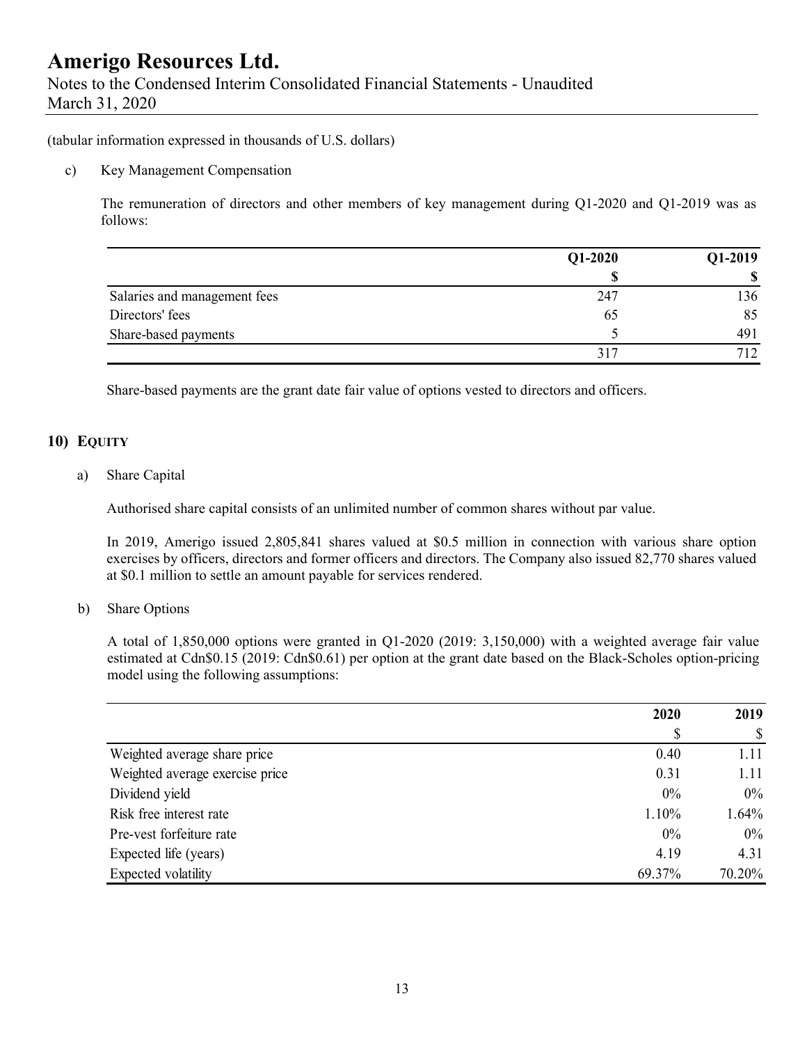(tabular information expressed in thousands of U.S. dollars)

c) Key Management Compensation

The remuneration of directors and other members of key management during Q1-2020 and Q1-2019 was as follows:

| | Q1-2020 | Q1-2019 |
|---|---|---|
| | $ | $ |
| Salaries and management fees | 247 | 136 |
| Directors' fees | 65 | 85 |
| Share-based payments | 5 | 491 |
| | 317 | 712 |

Share-based payments are the grant date fair value of options vested to directors and officers.

## 10) EQUITY

a) Share Capital

Authorised share capital consists of an unlimited number of common shares without par value.

In 2019, Amerigo issued 2,805,841 shares valued at $0.5 million in connection with various share option exercises by officers, directors and former officers and directors. The Company also issued 82,770 shares valued at $0.1 million to settle an amount payable for services rendered.

b) Share Options

A total of 1,850,000 options were granted in Q1-2020 (2019: 3,150,000) with a weighted average fair value estimated at Cdn$0.15 (2019: Cdn$0.61) per option at the grant date based on the Black-Scholes option-pricing model using the following assumptions:

| | 2020 | 2019 |
|---|---|---|
| | $ | $ |
| Weighted average share price | 0.40 | 1.11 |
| Weighted average exercise price | 0.31 | 1.11 |
| Dividend yield | 0% | 0% |
| Risk free interest rate | 1.10% | 1.64% |
| Pre-vest forfeiture rate | 0% | 0% |
| Expected life (years) | 4.19 | 4.31 |
| Expected volatility | 69.37% | 70.20% |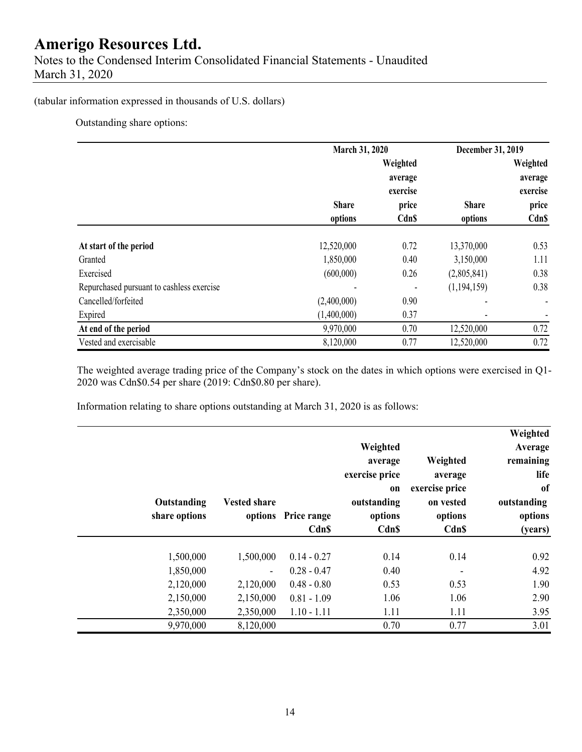(tabular information expressed in thousands of U.S. dollars)

Outstanding share options:

| | March 31, 2020 | | December 31, 2019 | |
|---|---|---|---|---|
| | Share options | Weighted average exercise price Cdn$ | Share options | Weighted average exercise price Cdn$ |
| **At start of the period** | 12,520,000 | 0.72 | 13,370,000 | 0.53 |
| Granted | 1,850,000 | 0.40 | 3,150,000 | 1.11 |
| Exercised | (600,000) | 0.26 | (2,805,841) | 0.38 |
| Repurchased pursuant to cashless exercise | - | - | (1,194,159) | 0.38 |
| Cancelled/forfeited | (2,400,000) | 0.90 | - | - |
| Expired | (1,400,000) | 0.37 | - | - |
| **At end of the period** | 9,970,000 | 0.70 | 12,520,000 | 0.72 |
| Vested and exercisable | 8,120,000 | 0.77 | 12,520,000 | 0.72 |

The weighted average trading price of the Company's stock on the dates in which options were exercised in Q1-2020 was Cdn$0.54 per share (2019: Cdn$0.80 per share).

Information relating to share options outstanding at March 31, 2020 is as follows:

| Outstanding share options | Vested share options | Price range Cdn$ | Weighted average exercise price on outstanding options Cdn$ | Weighted average exercise price on vested options Cdn$ | Weighted Average remaining life of outstanding options (years) |
|---|---|---|---|---|---|
| 1,500,000 | 1,500,000 | 0.14 - 0.27 | 0.14 | 0.14 | 0.92 |
| 1,850,000 | - | 0.28 - 0.47 | 0.40 | - | 4.92 |
| 2,120,000 | 2,120,000 | 0.48 - 0.80 | 0.53 | 0.53 | 1.90 |
| 2,150,000 | 2,150,000 | 0.81 - 1.09 | 1.06 | 1.06 | 2.90 |
| 2,350,000 | 2,350,000 | 1.10 - 1.11 | 1.11 | 1.11 | 3.95 |
| 9,970,000 | 8,120,000 | | 0.70 | 0.77 | 3.01 |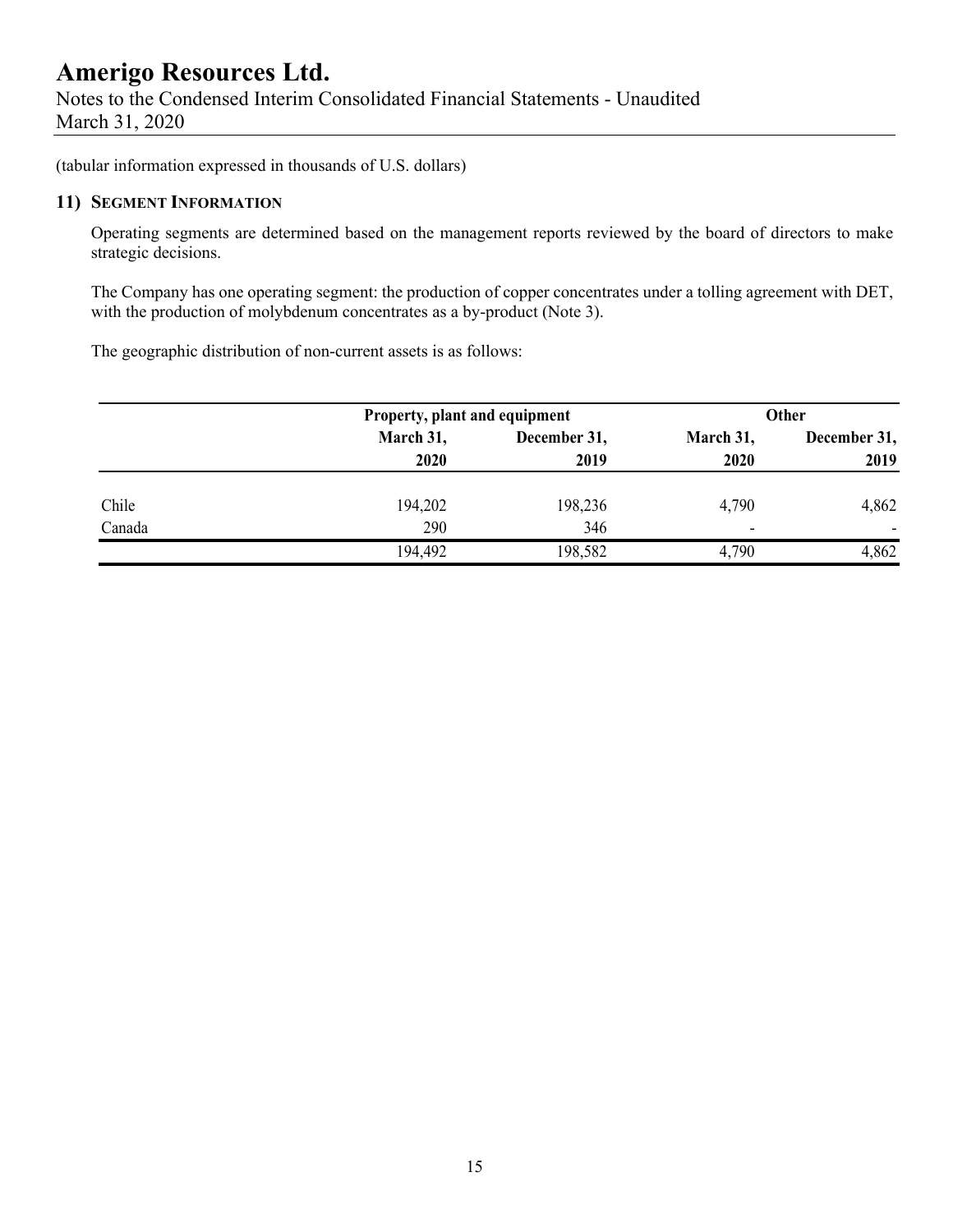(tabular information expressed in thousands of U.S. dollars)

## 11) SEGMENT INFORMATION

Operating segments are determined based on the management reports reviewed by the board of directors to make strategic decisions.

The Company has one operating segment: the production of copper concentrates under a tolling agreement with DET, with the production of molybdenum concentrates as a by-product (Note 3).

The geographic distribution of non-current assets is as follows:

| | Property, plant and equipment | | Other | |
|---|---|---|---|---|
| | March 31, 2020 | December 31, 2019 | March 31, 2020 | December 31, 2019 |
| Chile | 194,202 | 198,236 | 4,790 | 4,862 |
| Canada | 290 | 346 | - | - |
| | 194,492 | 198,582 | 4,790 | 4,862 |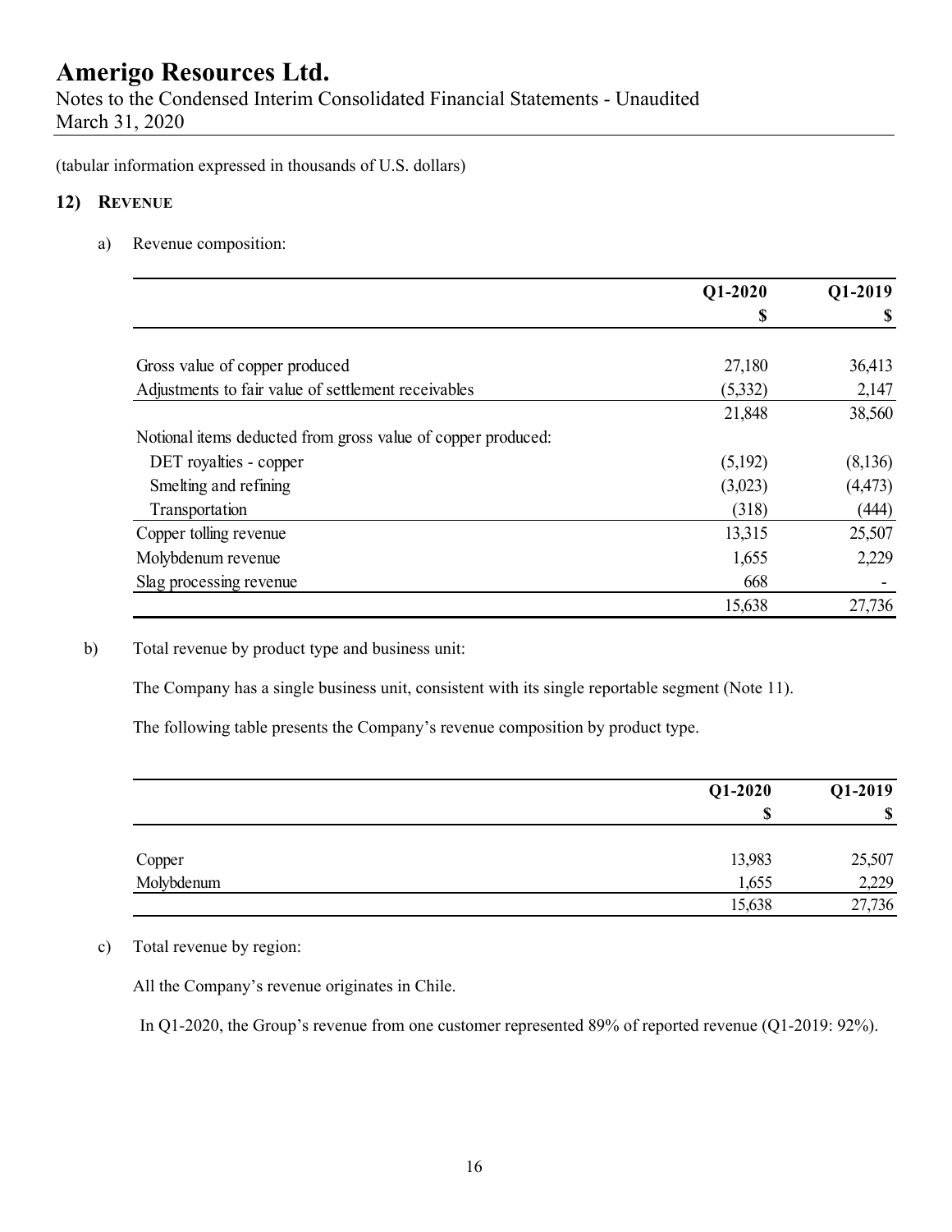# Amerigo Resources Ltd.

Notes to the Condensed Interim Consolidated Financial Statements - Unaudited
March 31, 2020

(tabular information expressed in thousands of U.S. dollars)

## 12) REVENUE

a) Revenue composition:

| | Q1-2020<br>$ | Q1-2019<br>$ |
|---|---|---|
| Gross value of copper produced | 27,180 | 36,413 |
| Adjustments to fair value of settlement receivables | (5,332) | 2,147 |
| | 21,848 | 38,560 |
| Notional items deducted from gross value of copper produced: | | |
| DET royalties - copper | (5,192) | (8,136) |
| Smelting and refining | (3,023) | (4,473) |
| Transportation | (318) | (444) |
| Copper tolling revenue | 13,315 | 25,507 |
| Molybdenum revenue | 1,655 | 2,229 |
| Slag processing revenue | 668 | - |
| | 15,638 | 27,736 |

b) Total revenue by product type and business unit:

The Company has a single business unit, consistent with its single reportable segment (Note 11).

The following table presents the Company's revenue composition by product type.

| | Q1-2020<br>$ | Q1-2019<br>$ |
|---|---|---|
| Copper | 13,983 | 25,507 |
| Molybdenum | 1,655 | 2,229 |
| | 15,638 | 27,736 |

c) Total revenue by region:

All the Company's revenue originates in Chile.

In Q1-2020, the Group's revenue from one customer represented 89% of reported revenue (Q1-2019: 92%).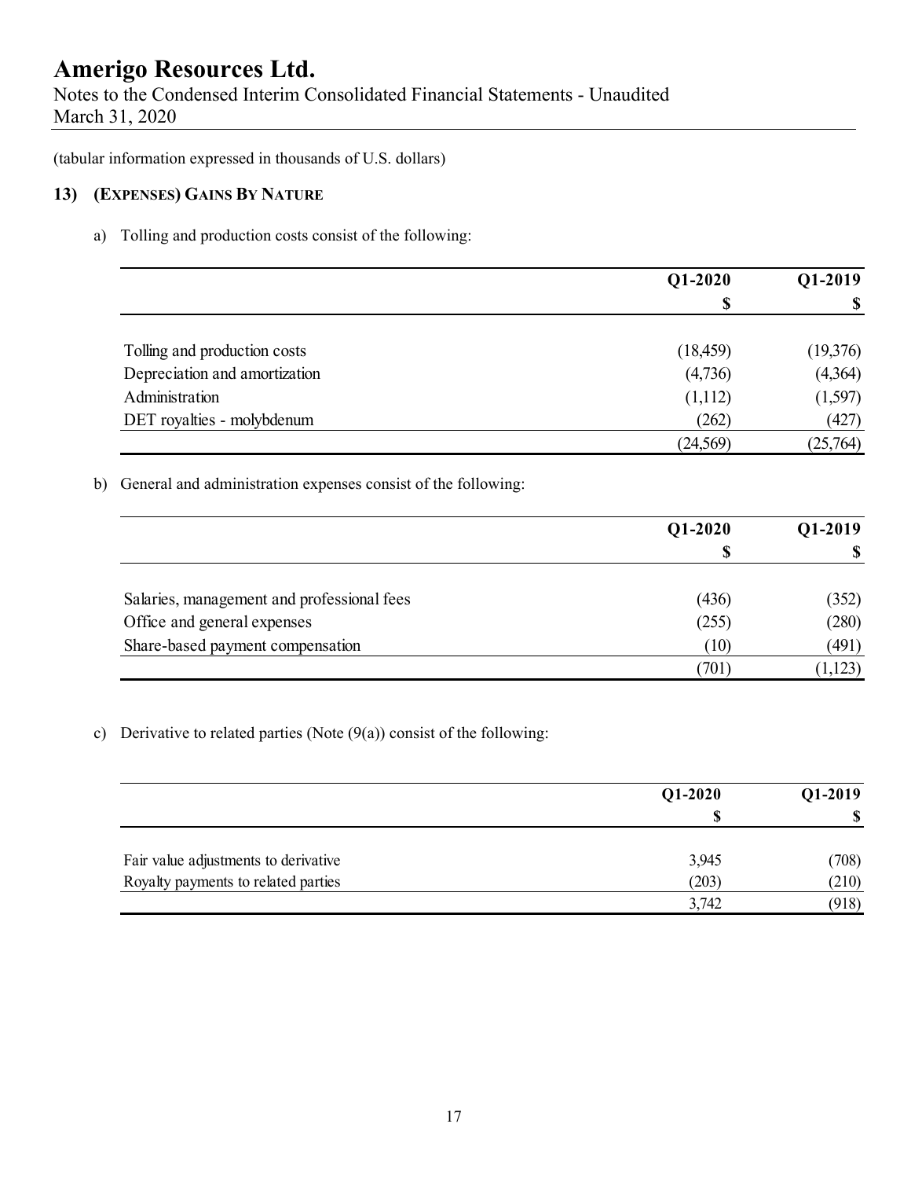# Amerigo Resources Ltd.

Notes to the Condensed Interim Consolidated Financial Statements - Unaudited
March 31, 2020

(tabular information expressed in thousands of U.S. dollars)

## 13) (EXPENSES) GAINS BY NATURE

a) Tolling and production costs consist of the following:

| | Q1-2020 | Q1-2019 |
|---|---|---|
| | $ | $ |
| Tolling and production costs | (18,459) | (19,376) |
| Depreciation and amortization | (4,736) | (4,364) |
| Administration | (1,112) | (1,597) |
| DET royalties - molybdenum | (262) | (427) |
| | (24,569) | (25,764) |

b) General and administration expenses consist of the following:

| | Q1-2020 | Q1-2019 |
|---|---|---|
| | $ | $ |
| Salaries, management and professional fees | (436) | (352) |
| Office and general expenses | (255) | (280) |
| Share-based payment compensation | (10) | (491) |
| | (701) | (1,123) |

c) Derivative to related parties (Note (9(a)) consist of the following:

| | Q1-2020 | Q1-2019 |
|---|---|---|
| | $ | $ |
| Fair value adjustments to derivative | 3,945 | (708) |
| Royalty payments to related parties | (203) | (210) |
| | 3,742 | (918) |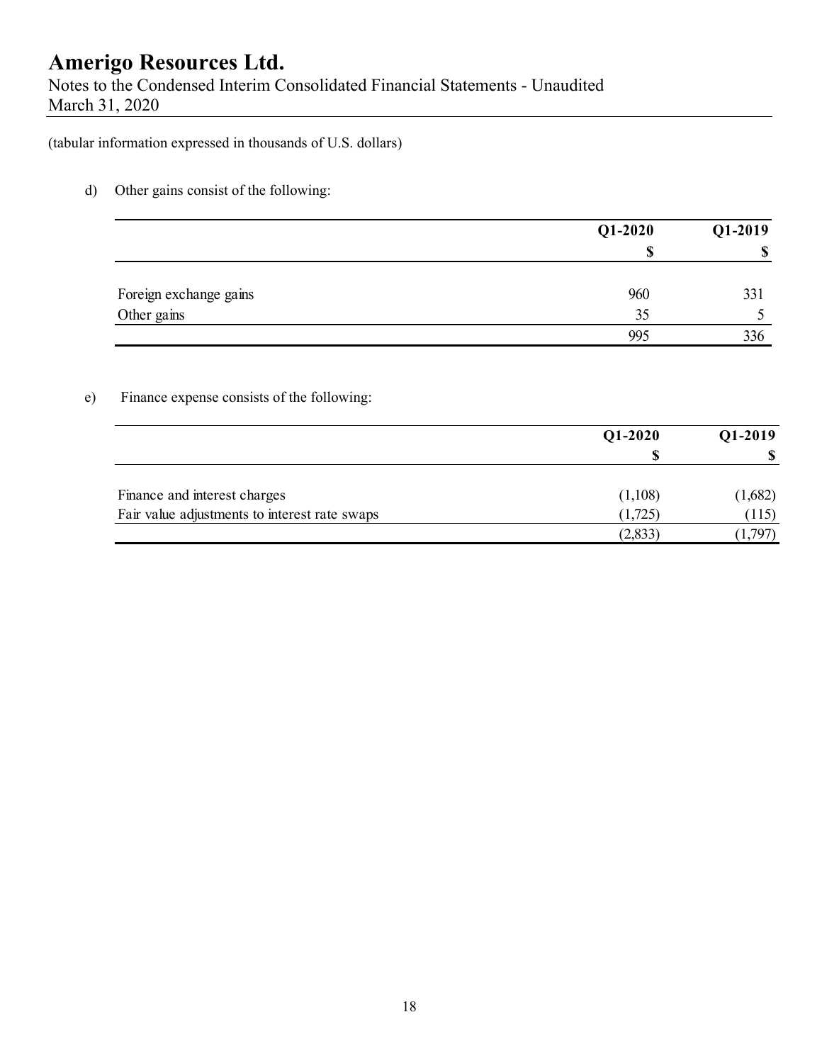(tabular information expressed in thousands of U.S. dollars)

d) Other gains consist of the following:

| | Q1-2020 | Q1-2019 |
|---|---|---|
| | $ | $ |
| Foreign exchange gains | 960 | 331 |
| Other gains | 35 | 5 |
| | 995 | 336 |

e) Finance expense consists of the following:

| | Q1-2020 | Q1-2019 |
|---|---|---|
| | $ | $ |
| Finance and interest charges | (1,108) | (1,682) |
| Fair value adjustments to interest rate swaps | (1,725) | (115) |
| | (2,833) | (1,797) |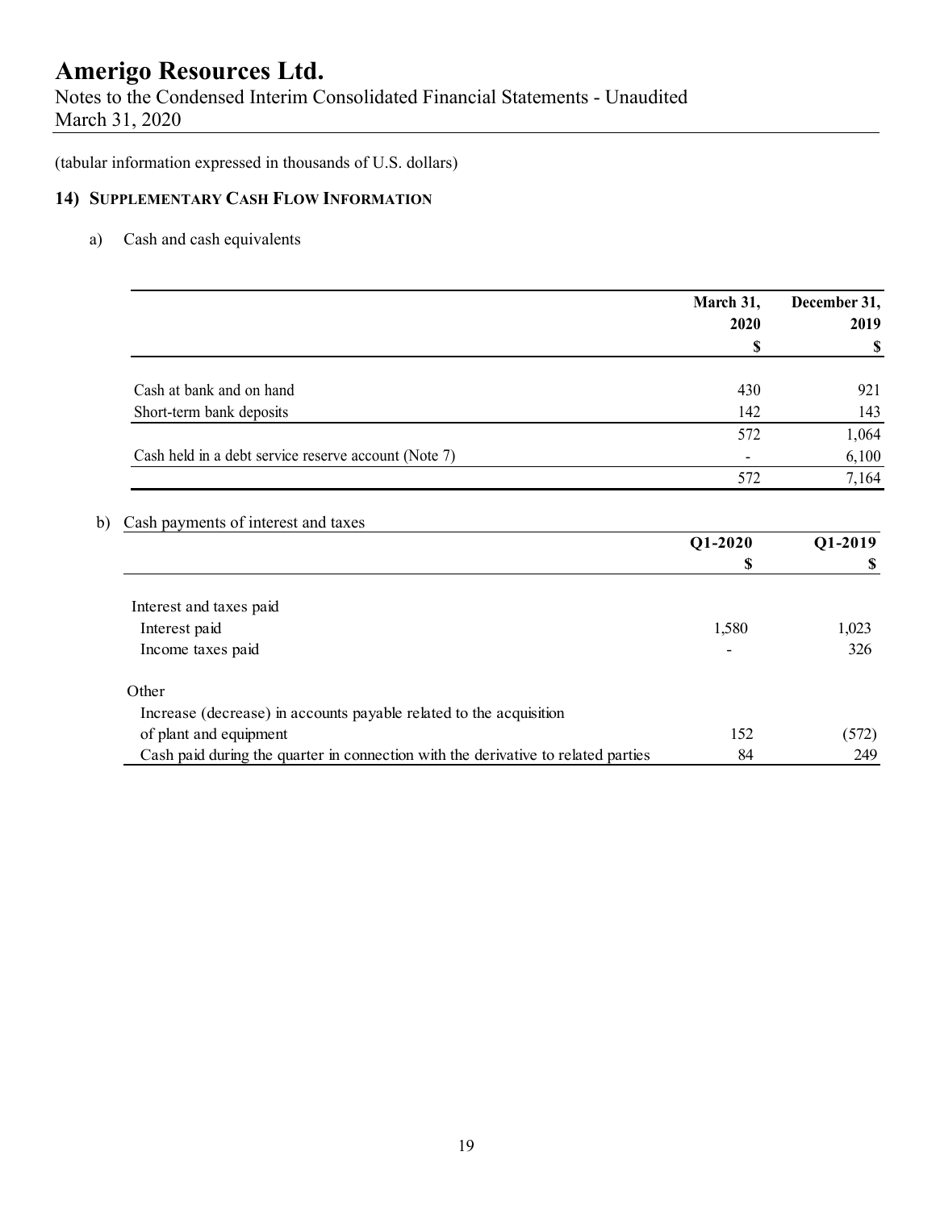# Amerigo Resources Ltd.

Notes to the Condensed Interim Consolidated Financial Statements - Unaudited
March 31, 2020

(tabular information expressed in thousands of U.S. dollars)

## 14) Supplementary Cash Flow Information

a) Cash and cash equivalents

| | March 31, 2020 $ | December 31, 2019 $ |
|---|---|---|
| Cash at bank and on hand | 430 | 921 |
| Short-term bank deposits | 142 | 143 |
| | 572 | 1,064 |
| Cash held in a debt service reserve account (Note 7) | - | 6,100 |
| | 572 | 7,164 |

b) Cash payments of interest and taxes

| | Q1-2020 $ | Q1-2019 $ |
|---|---|---|
| Interest and taxes paid | | |
| Interest paid | 1,580 | 1,023 |
| Income taxes paid | - | 326 |
| Other | | |
| Increase (decrease) in accounts payable related to the acquisition of plant and equipment | 152 | (572) |
| Cash paid during the quarter in connection with the derivative to related parties | 84 | 249 |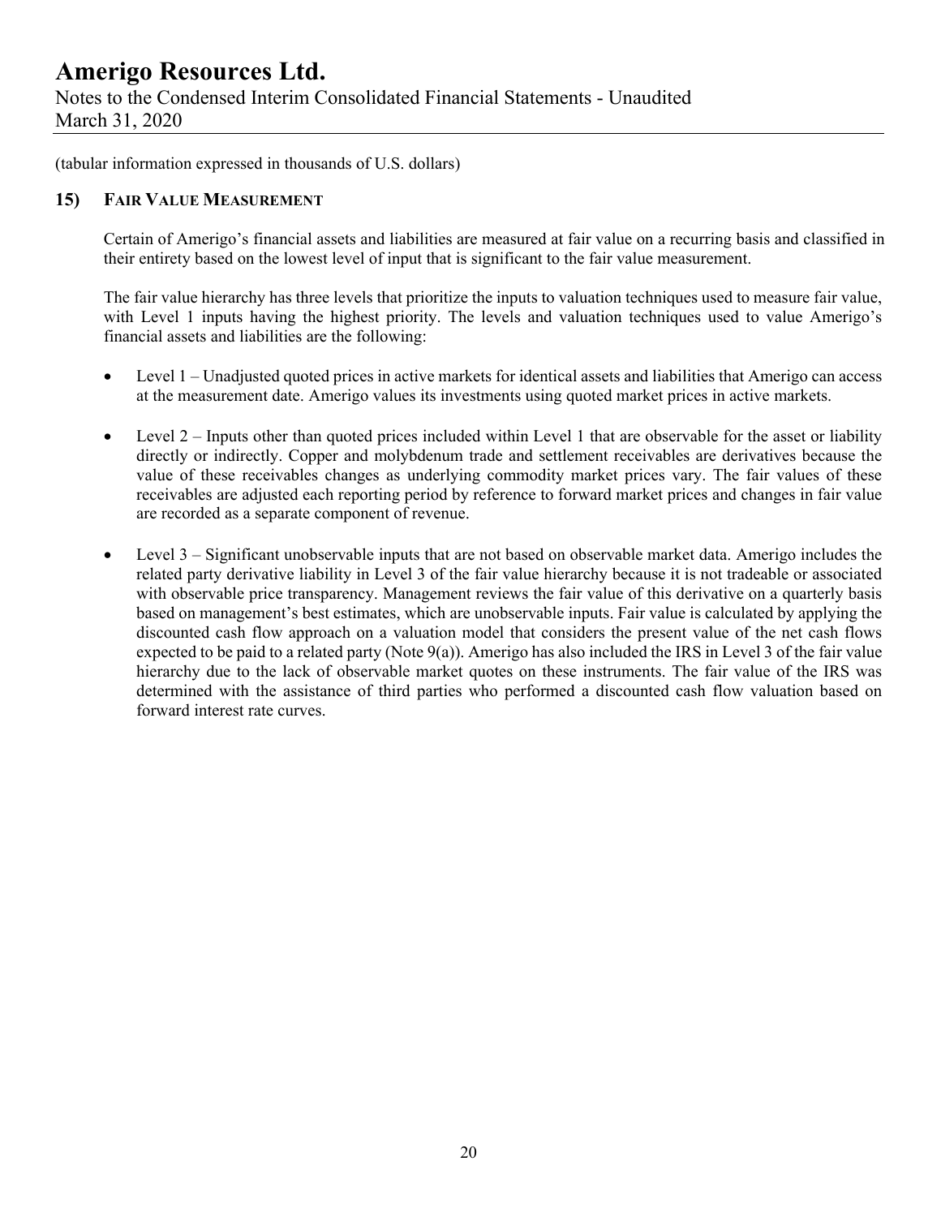(tabular information expressed in thousands of U.S. dollars)

## 15) FAIR VALUE MEASUREMENT

Certain of Amerigo's financial assets and liabilities are measured at fair value on a recurring basis and classified in their entirety based on the lowest level of input that is significant to the fair value measurement.

The fair value hierarchy has three levels that prioritize the inputs to valuation techniques used to measure fair value, with Level 1 inputs having the highest priority. The levels and valuation techniques used to value Amerigo's financial assets and liabilities are the following:

- Level 1 – Unadjusted quoted prices in active markets for identical assets and liabilities that Amerigo can access at the measurement date. Amerigo values its investments using quoted market prices in active markets.

- Level 2 – Inputs other than quoted prices included within Level 1 that are observable for the asset or liability directly or indirectly. Copper and molybdenum trade and settlement receivables are derivatives because the value of these receivables changes as underlying commodity market prices vary. The fair values of these receivables are adjusted each reporting period by reference to forward market prices and changes in fair value are recorded as a separate component of revenue.

- Level 3 – Significant unobservable inputs that are not based on observable market data. Amerigo includes the related party derivative liability in Level 3 of the fair value hierarchy because it is not tradeable or associated with observable price transparency. Management reviews the fair value of this derivative on a quarterly basis based on management's best estimates, which are unobservable inputs. Fair value is calculated by applying the discounted cash flow approach on a valuation model that considers the present value of the net cash flows expected to be paid to a related party (Note 9(a)). Amerigo has also included the IRS in Level 3 of the fair value hierarchy due to the lack of observable market quotes on these instruments. The fair value of the IRS was determined with the assistance of third parties who performed a discounted cash flow valuation based on forward interest rate curves.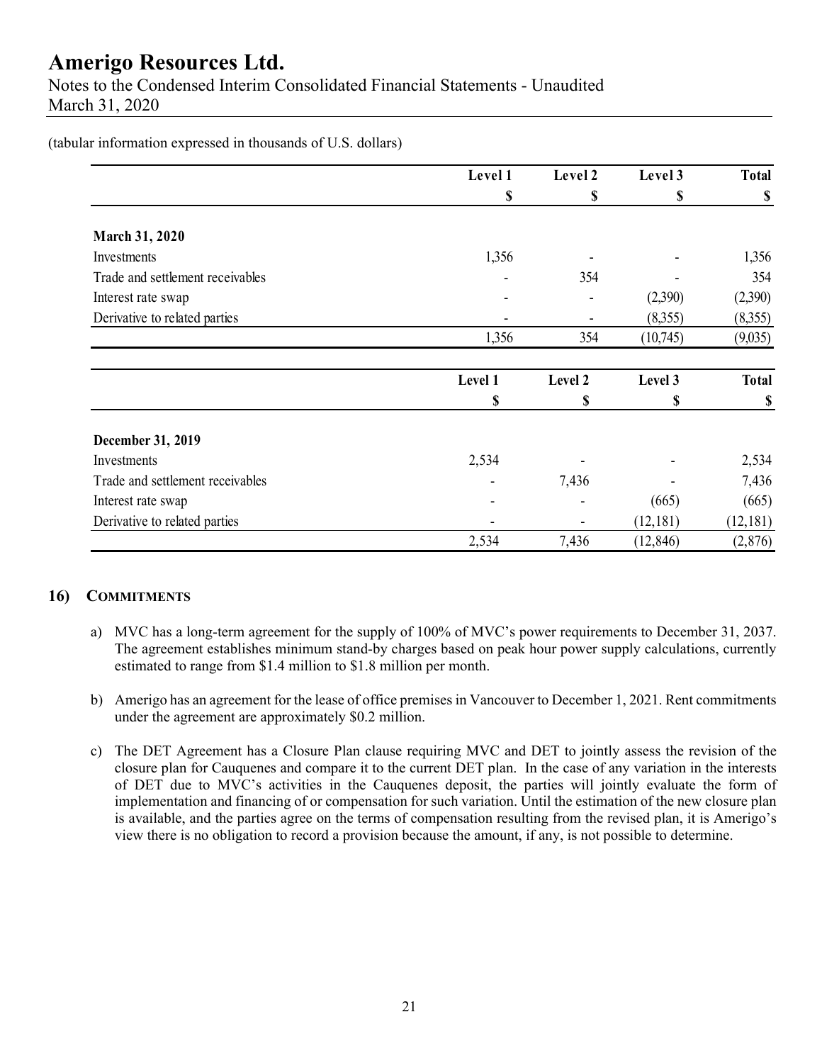(tabular information expressed in thousands of U.S. dollars)

| | Level 1 | Level 2 | Level 3 | Total |
|---|---|---|---|---|
| | $ | $ | $ | $ |
| **March 31, 2020** | | | | |
| Investments | 1,356 | - | - | 1,356 |
| Trade and settlement receivables | - | 354 | - | 354 |
| Interest rate swap | - | - | (2,390) | (2,390) |
| Derivative to related parties | - | - | (8,355) | (8,355) |
| | 1,356 | 354 | (10,745) | (9,035) |

| | Level 1 | Level 2 | Level 3 | Total |
|---|---|---|---|---|
| | $ | $ | $ | $ |
| **December 31, 2019** | | | | |
| Investments | 2,534 | - | - | 2,534 |
| Trade and settlement receivables | - | 7,436 | - | 7,436 |
| Interest rate swap | - | - | (665) | (665) |
| Derivative to related parties | - | - | (12,181) | (12,181) |
| | 2,534 | 7,436 | (12,846) | (2,876) |

## 16) COMMITMENTS

a) MVC has a long-term agreement for the supply of 100% of MVC's power requirements to December 31, 2037. The agreement establishes minimum stand-by charges based on peak hour power supply calculations, currently estimated to range from $1.4 million to $1.8 million per month.

b) Amerigo has an agreement for the lease of office premises in Vancouver to December 1, 2021. Rent commitments under the agreement are approximately $0.2 million.

c) The DET Agreement has a Closure Plan clause requiring MVC and DET to jointly assess the revision of the closure plan for Cauquenes and compare it to the current DET plan. In the case of any variation in the interests of DET due to MVC's activities in the Cauquenes deposit, the parties will jointly evaluate the form of implementation and financing of or compensation for such variation. Until the estimation of the new closure plan is available, and the parties agree on the terms of compensation resulting from the revised plan, it is Amerigo's view there is no obligation to record a provision because the amount, if any, is not possible to determine.